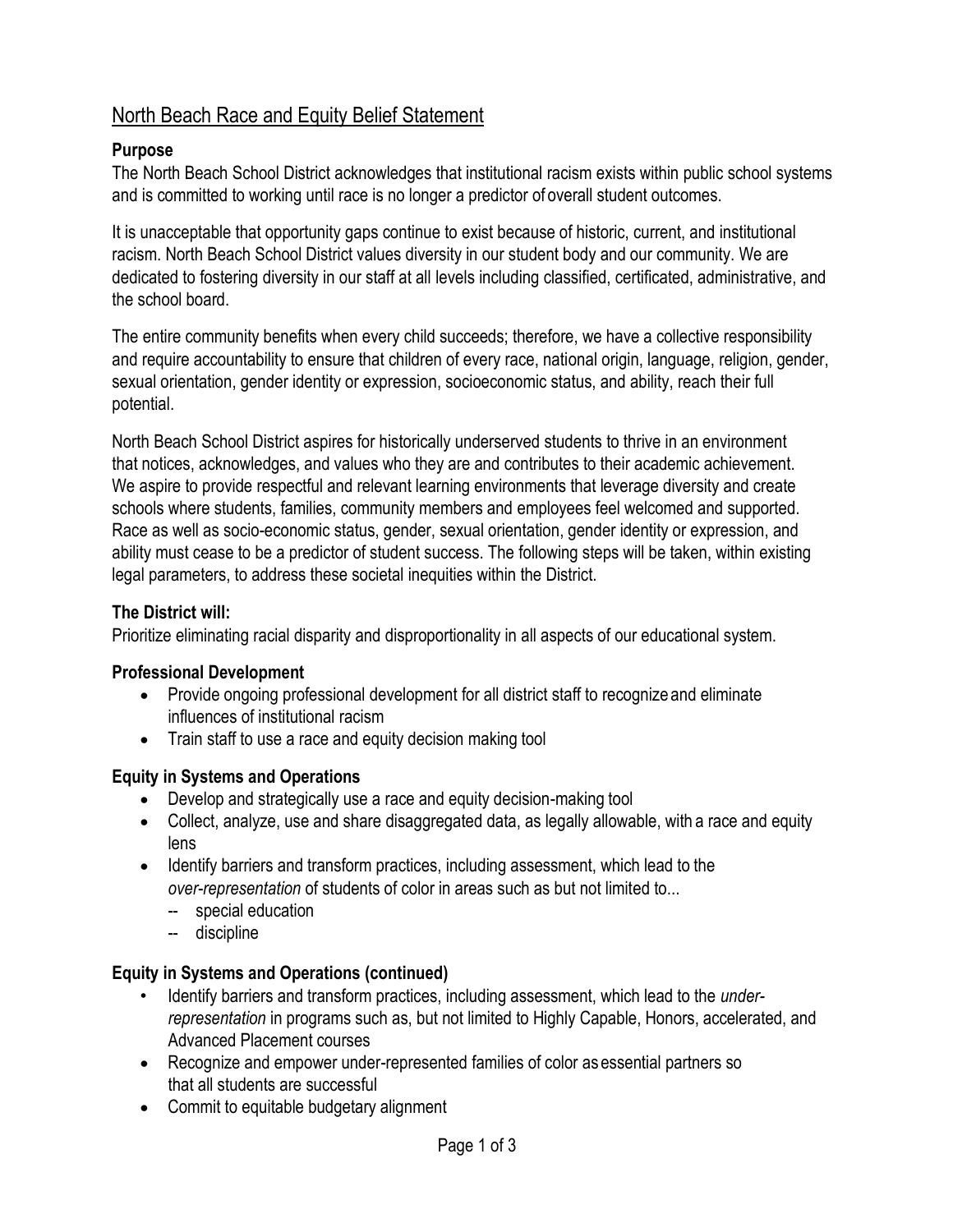# North Beach Race and Equity Belief Statement

**Purpose**

The North Beach School District acknowledges that institutional racism exists within public school systems and is committed to working until race is no longer a predictor of overall student outcomes.

It is unacceptable that opportunity gaps continue to exist because of historic, current, and institutional racism. North Beach School District values diversity in our student body and our community. We are dedicated to fostering diversity in our staff at all levels including classified, certificated, administrative, and the school board.

The entire community benefits when every child succeeds; therefore, we have a collective responsibility and require accountability to ensure that children of every race, national origin, language, religion, gender, sexual orientation, gender identity or expression, socioeconomic status, and ability, reach their full potential.

North Beach School District aspires for historically underserved students to thrive in an environment that notices, acknowledges, and values who they are and contributes to their academic achievement. We aspire to provide respectful and relevant learning environments that leverage diversity and create schools where students, families, community members and employees feel welcomed and supported. Race as well as socio-economic status, gender, sexual orientation, gender identity or expression, and ability must cease to be a predictor of student success. The following steps will be taken, within existing legal parameters, to address these societal inequities within the District.

**The District will:**

Prioritize eliminating racial disparity and disproportionality in all aspects of our educational system.

**Professional Development**

- Provide ongoing professional development for all district staff to recognize and eliminate influences of institutional racism
- Train staff to use a race and equity decision making tool

**Equity in Systems and Operations**

- Develop and strategically use a race and equity decision-making tool
- Collect, analyze, use and share disaggregated data, as legally allowable, with a race and equity lens
- Identify barriers and transform practices, including assessment, which lead to the *over-representation* of students of color in areas such as but not limited to...
  - -- special education
  - -- discipline

**Equity in Systems and Operations (continued)**

- Identify barriers and transform practices, including assessment, which lead to the *under-representation* in programs such as, but not limited to Highly Capable, Honors, accelerated, and Advanced Placement courses
- Recognize and empower under-represented families of color as essential partners so that all students are successful
- Commit to equitable budgetary alignment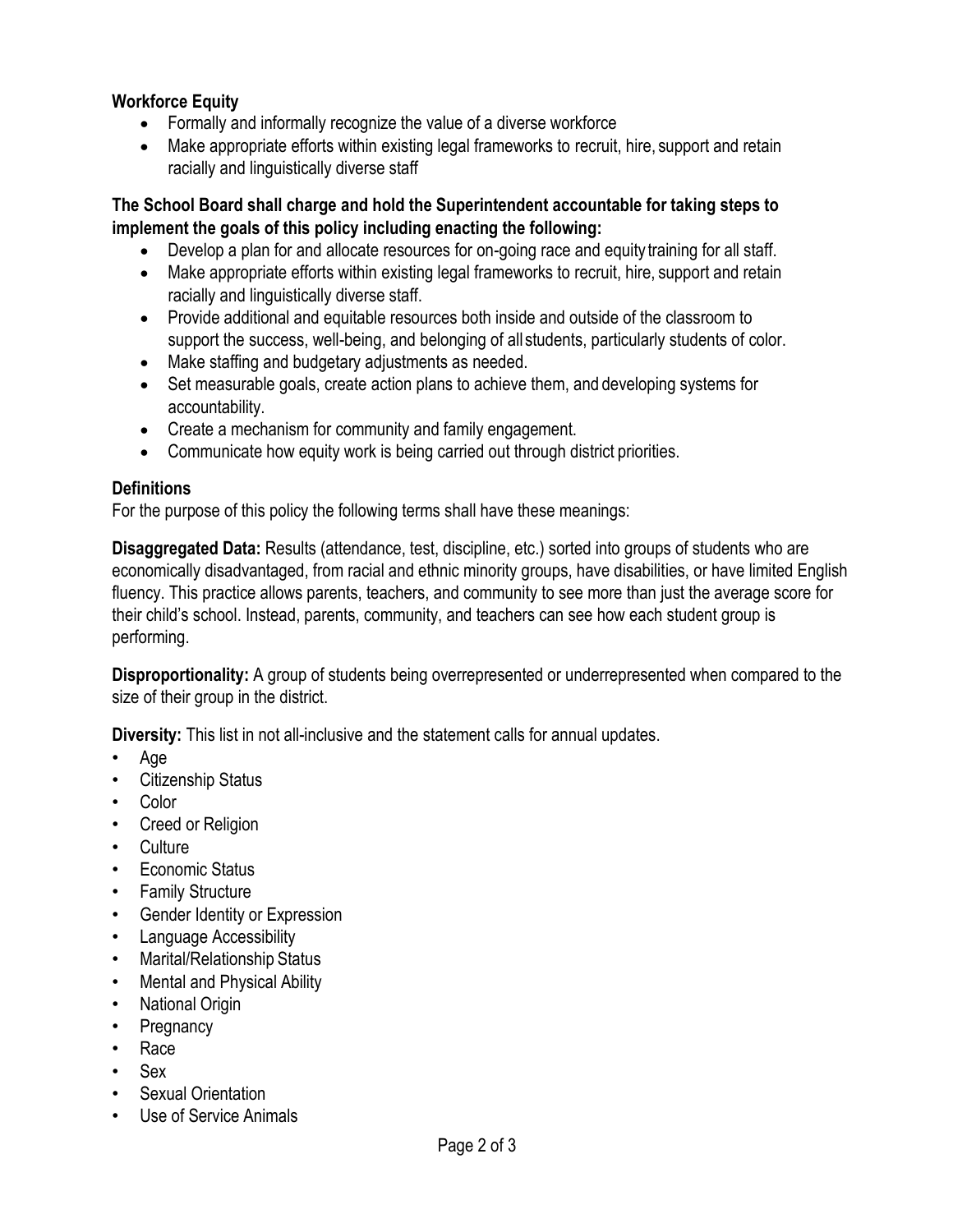**Workforce Equity**

- Formally and informally recognize the value of a diverse workforce
- Make appropriate efforts within existing legal frameworks to recruit, hire, support and retain racially and linguistically diverse staff

**The School Board shall charge and hold the Superintendent accountable for taking steps to implement the goals of this policy including enacting the following:**

- Develop a plan for and allocate resources for on-going race and equity training for all staff.
- Make appropriate efforts within existing legal frameworks to recruit, hire, support and retain racially and linguistically diverse staff.
- Provide additional and equitable resources both inside and outside of the classroom to support the success, well-being, and belonging of all students, particularly students of color.
- Make staffing and budgetary adjustments as needed.
- Set measurable goals, create action plans to achieve them, and developing systems for accountability.
- Create a mechanism for community and family engagement.
- Communicate how equity work is being carried out through district priorities.

**Definitions**

For the purpose of this policy the following terms shall have these meanings:

**Disaggregated Data:** Results (attendance, test, discipline, etc.) sorted into groups of students who are economically disadvantaged, from racial and ethnic minority groups, have disabilities, or have limited English fluency. This practice allows parents, teachers, and community to see more than just the average score for their child's school. Instead, parents, community, and teachers can see how each student group is performing.

**Disproportionality:** A group of students being overrepresented or underrepresented when compared to the size of their group in the district.

**Diversity:** This list in not all-inclusive and the statement calls for annual updates.

- Age
- Citizenship Status
- Color
- Creed or Religion
- Culture
- Economic Status
- Family Structure
- Gender Identity or Expression
- Language Accessibility
- Marital/Relationship Status
- Mental and Physical Ability
- National Origin
- Pregnancy
- Race
- Sex
- Sexual Orientation
- Use of Service Animals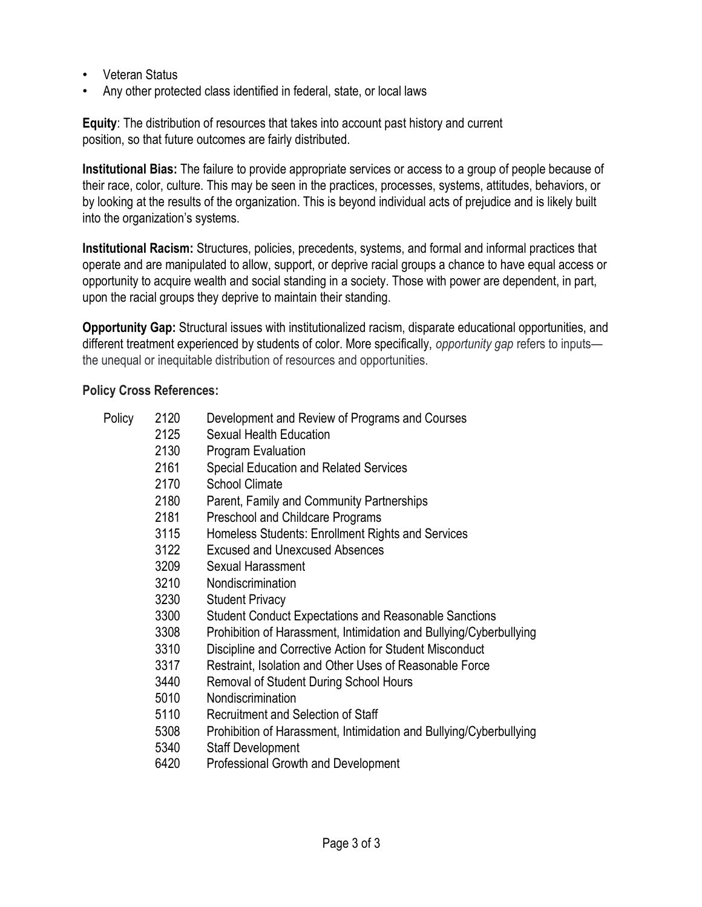- Veteran Status
- Any other protected class identified in federal, state, or local laws

**Equity**: The distribution of resources that takes into account past history and current position, so that future outcomes are fairly distributed.

**Institutional Bias:** The failure to provide appropriate services or access to a group of people because of their race, color, culture. This may be seen in the practices, processes, systems, attitudes, behaviors, or by looking at the results of the organization. This is beyond individual acts of prejudice and is likely built into the organization's systems.

**Institutional Racism:** Structures, policies, precedents, systems, and formal and informal practices that operate and are manipulated to allow, support, or deprive racial groups a chance to have equal access or opportunity to acquire wealth and social standing in a society. Those with power are dependent, in part, upon the racial groups they deprive to maintain their standing.

**Opportunity Gap:** Structural issues with institutionalized racism, disparate educational opportunities, and different treatment experienced by students of color. More specifically, *opportunity gap* refers to inputs—the unequal or inequitable distribution of resources and opportunities.

**Policy Cross References:**

| | | |
|---|---|---|
| Policy | 2120 | Development and Review of Programs and Courses |
| | 2125 | Sexual Health Education |
| | 2130 | Program Evaluation |
| | 2161 | Special Education and Related Services |
| | 2170 | School Climate |
| | 2180 | Parent, Family and Community Partnerships |
| | 2181 | Preschool and Childcare Programs |
| | 3115 | Homeless Students: Enrollment Rights and Services |
| | 3122 | Excused and Unexcused Absences |
| | 3209 | Sexual Harassment |
| | 3210 | Nondiscrimination |
| | 3230 | Student Privacy |
| | 3300 | Student Conduct Expectations and Reasonable Sanctions |
| | 3308 | Prohibition of Harassment, Intimidation and Bullying/Cyberbullying |
| | 3310 | Discipline and Corrective Action for Student Misconduct |
| | 3317 | Restraint, Isolation and Other Uses of Reasonable Force |
| | 3440 | Removal of Student During School Hours |
| | 5010 | Nondiscrimination |
| | 5110 | Recruitment and Selection of Staff |
| | 5308 | Prohibition of Harassment, Intimidation and Bullying/Cyberbullying |
| | 5340 | Staff Development |
| | 6420 | Professional Growth and Development |